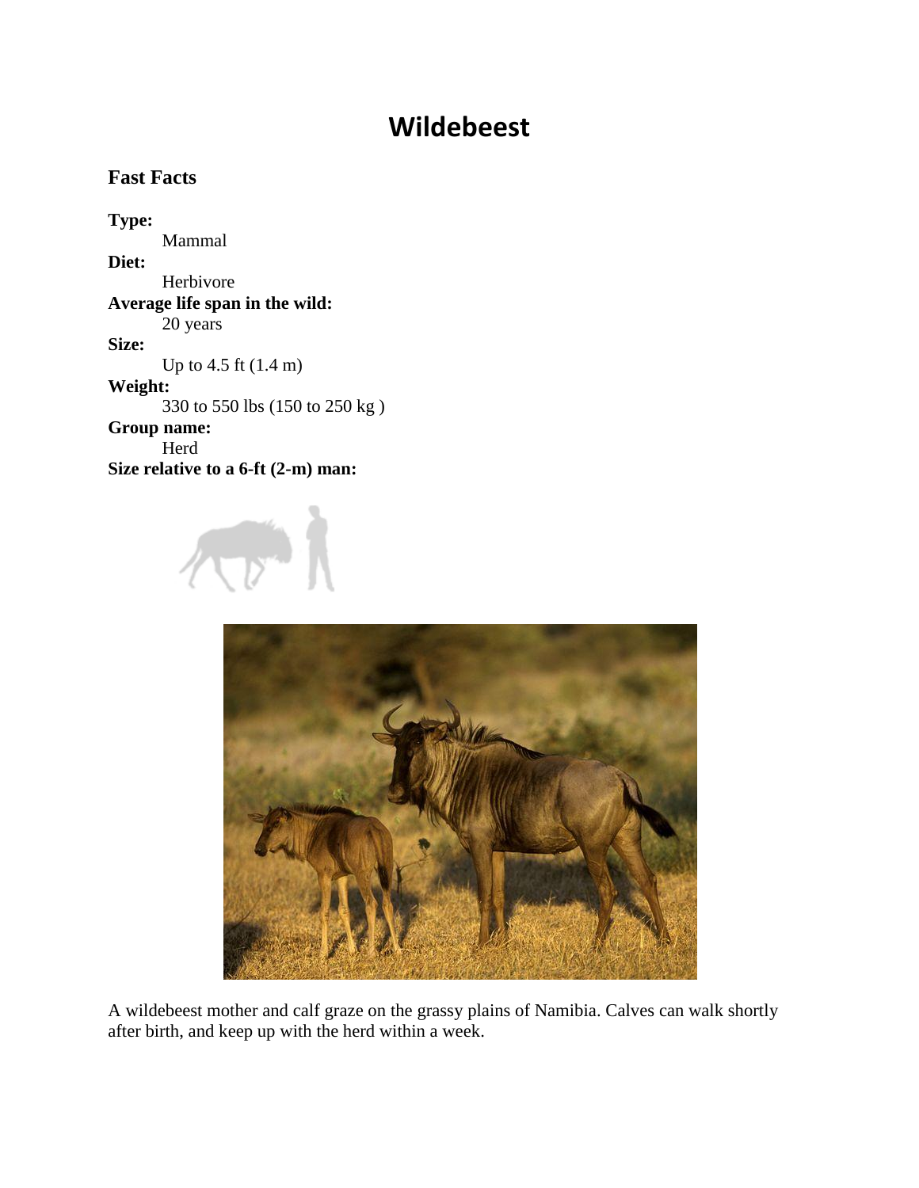# Wildebeest

## Fast Facts

**Type:**
Mammal

**Diet:**
Herbivore

**Average life span in the wild:**
20 years

**Size:**
Up to 4.5 ft (1.4 m)

**Weight:**
330 to 550 lbs (150 to 250 kg )

**Group name:**
Herd

**Size relative to a 6-ft (2-m) man:**

A wildebeest mother and calf graze on the grassy plains of Namibia. Calves can walk shortly after birth, and keep up with the herd within a week.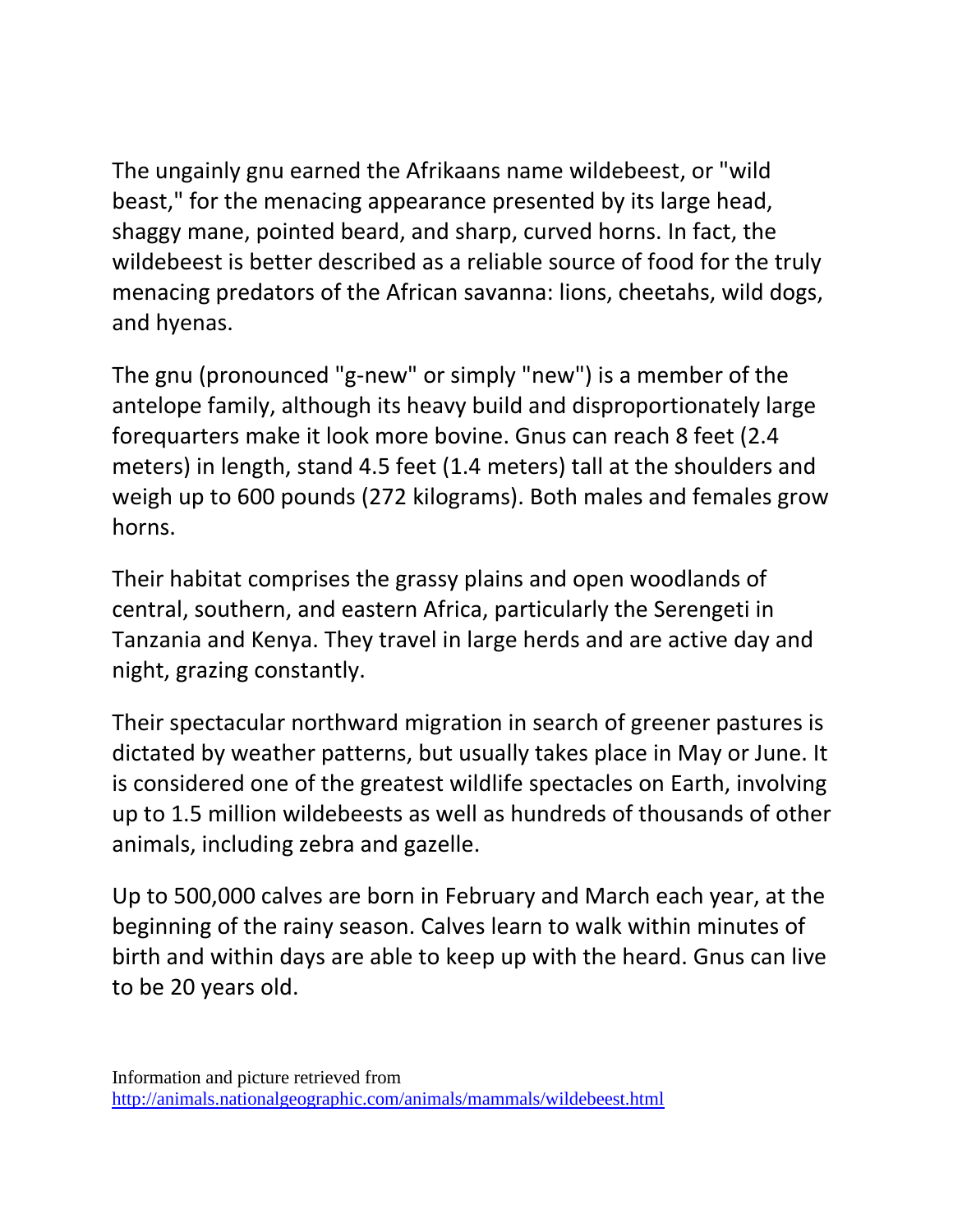The ungainly gnu earned the Afrikaans name wildebeest, or "wild beast," for the menacing appearance presented by its large head, shaggy mane, pointed beard, and sharp, curved horns. In fact, the wildebeest is better described as a reliable source of food for the truly menacing predators of the African savanna: lions, cheetahs, wild dogs, and hyenas.

The gnu (pronounced "g-new" or simply "new") is a member of the antelope family, although its heavy build and disproportionately large forequarters make it look more bovine. Gnus can reach 8 feet (2.4 meters) in length, stand 4.5 feet (1.4 meters) tall at the shoulders and weigh up to 600 pounds (272 kilograms). Both males and females grow horns.

Their habitat comprises the grassy plains and open woodlands of central, southern, and eastern Africa, particularly the Serengeti in Tanzania and Kenya. They travel in large herds and are active day and night, grazing constantly.

Their spectacular northward migration in search of greener pastures is dictated by weather patterns, but usually takes place in May or June. It is considered one of the greatest wildlife spectacles on Earth, involving up to 1.5 million wildebeests as well as hundreds of thousands of other animals, including zebra and gazelle.

Up to 500,000 calves are born in February and March each year, at the beginning of the rainy season. Calves learn to walk within minutes of birth and within days are able to keep up with the heard. Gnus can live to be 20 years old.

Information and picture retrieved from
http://animals.nationalgeographic.com/animals/mammals/wildebeest.html